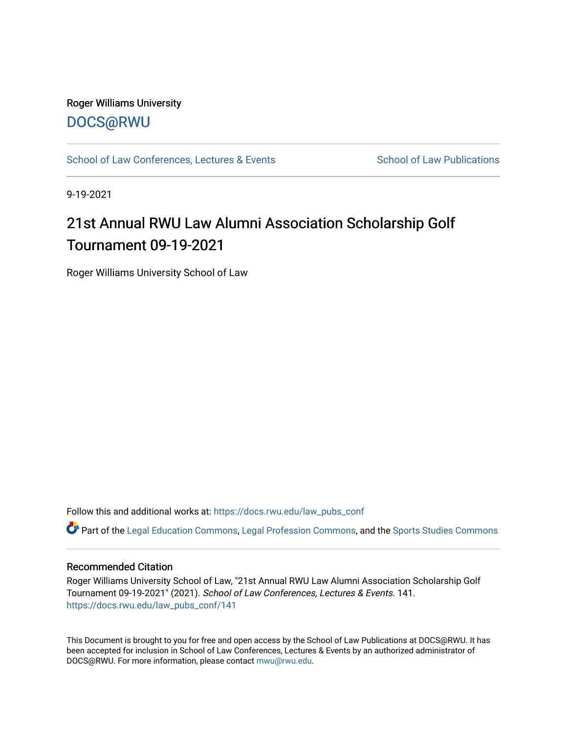Roger Williams University

DOCS@RWU

School of Law Conferences, Lectures & Events | School of Law Publications

9-19-2021

# 21st Annual RWU Law Alumni Association Scholarship Golf Tournament 09-19-2021

Roger Williams University School of Law

Follow this and additional works at: https://docs.rwu.edu/law_pubs_conf

Part of the Legal Education Commons, Legal Profession Commons, and the Sports Studies Commons

## Recommended Citation

Roger Williams University School of Law, "21st Annual RWU Law Alumni Association Scholarship Golf Tournament 09-19-2021" (2021). *School of Law Conferences, Lectures & Events*. 141.
https://docs.rwu.edu/law_pubs_conf/141

This Document is brought to you for free and open access by the School of Law Publications at DOCS@RWU. It has been accepted for inclusion in School of Law Conferences, Lectures & Events by an authorized administrator of DOCS@RWU. For more information, please contact mwu@rwu.edu.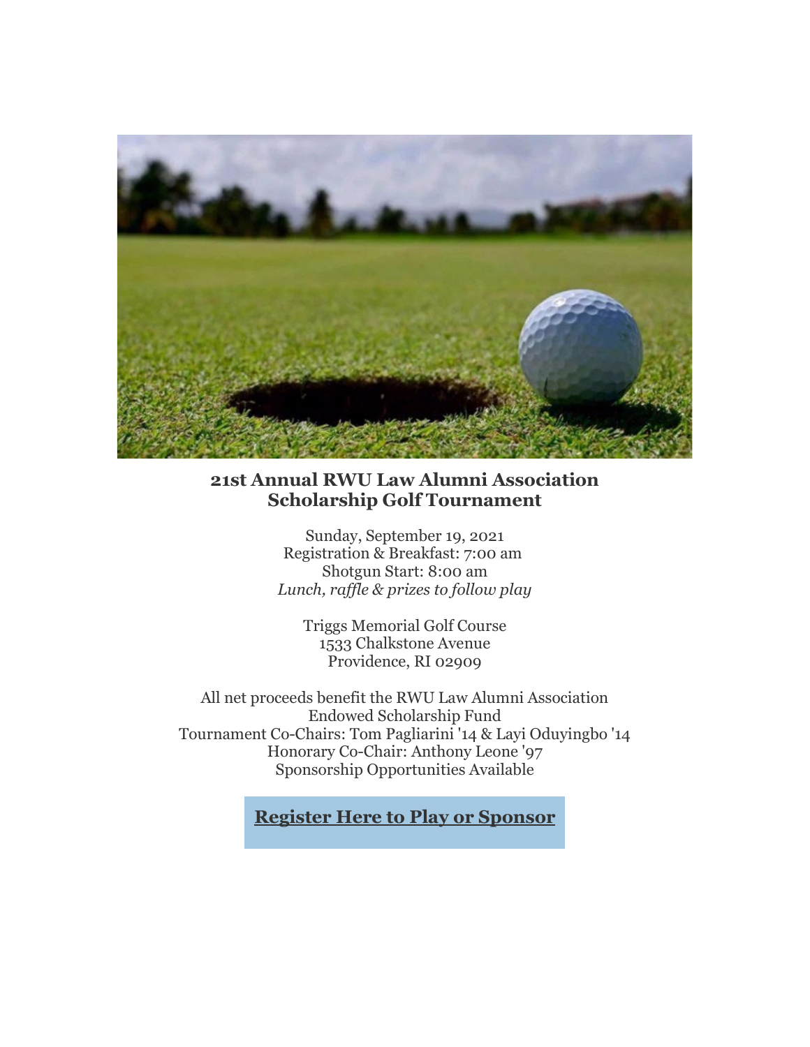## 21st Annual RWU Law Alumni Association Scholarship Golf Tournament

Sunday, September 19, 2021
Registration & Breakfast: 7:00 am
Shotgun Start: 8:00 am
*Lunch, raffle & prizes to follow play*

Triggs Memorial Golf Course
1533 Chalkstone Avenue
Providence, RI 02909

All net proceeds benefit the RWU Law Alumni Association Endowed Scholarship Fund
Tournament Co-Chairs: Tom Pagliarini '14 & Layi Oduyingbo '14
Honorary Co-Chair: Anthony Leone '97
Sponsorship Opportunities Available

**Register Here to Play or Sponsor**